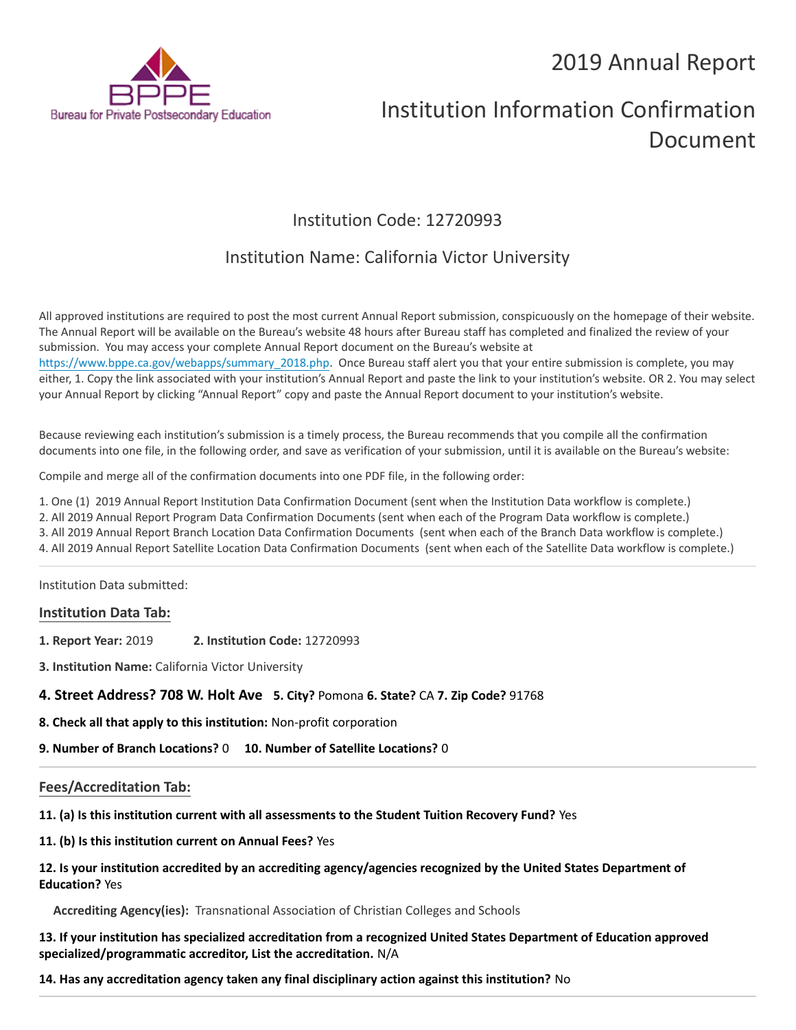Bureau for Private Postsecondary Education

# 2019 Annual Report

# Institution Information Confirmation Document

## Institution Code: 12720993

## Institution Name: California Victor University

All approved institutions are required to post the most current Annual Report submission, conspicuously on the homepage of their website. The Annual Report will be available on the Bureau's website 48 hours after Bureau staff has completed and finalized the review of your submission. You may access your complete Annual Report document on the Bureau's website at https://www.bppe.ca.gov/webapps/summary_2018.php. Once Bureau staff alert you that your entire submission is complete, you may either, 1. Copy the link associated with your institution's Annual Report and paste the link to your institution's website. OR 2. You may select your Annual Report by clicking "Annual Report" copy and paste the Annual Report document to your institution's website.

Because reviewing each institution's submission is a timely process, the Bureau recommends that you compile all the confirmation documents into one file, in the following order, and save as verification of your submission, until it is available on the Bureau's website:

Compile and merge all of the confirmation documents into one PDF file, in the following order:

1. One (1) 2019 Annual Report Institution Data Confirmation Document (sent when the Institution Data workflow is complete.)
2. All 2019 Annual Report Program Data Confirmation Documents (sent when each of the Program Data workflow is complete.)
3. All 2019 Annual Report Branch Location Data Confirmation Documents (sent when each of the Branch Data workflow is complete.)
4. All 2019 Annual Report Satellite Location Data Confirmation Documents (sent when each of the Satellite Data workflow is complete.)

---

Institution Data submitted:

### Institution Data Tab:

**1. Report Year:** 2019 **2. Institution Code:** 12720993

**3. Institution Name:** California Victor University

**4. Street Address? 708 W. Holt Ave** **5. City?** Pomona **6. State?** CA **7. Zip Code?** 91768

**8. Check all that apply to this institution:** Non-profit corporation

**9. Number of Branch Locations?** 0 **10. Number of Satellite Locations?** 0

---

### Fees/Accreditation Tab:

**11. (a) Is this institution current with all assessments to the Student Tuition Recovery Fund?** Yes

**11. (b) Is this institution current on Annual Fees?** Yes

**12. Is your institution accredited by an accrediting agency/agencies recognized by the United States Department of Education?** Yes

**Accrediting Agency(ies):** Transnational Association of Christian Colleges and Schools

**13. If your institution has specialized accreditation from a recognized United States Department of Education approved specialized/programmatic accreditor, List the accreditation.** N/A

**14. Has any accreditation agency taken any final disciplinary action against this institution?** No

---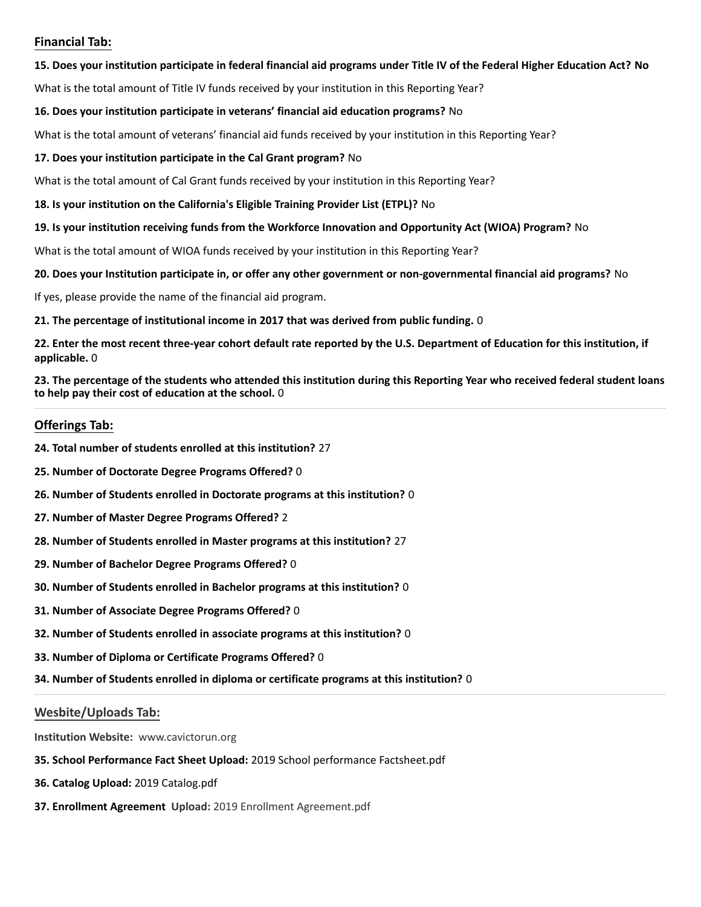## Financial Tab:

**15. Does your institution participate in federal financial aid programs under Title IV of the Federal Higher Education Act? No**

What is the total amount of Title IV funds received by your institution in this Reporting Year?

**16. Does your institution participate in veterans' financial aid education programs?** No

What is the total amount of veterans' financial aid funds received by your institution in this Reporting Year?

**17. Does your institution participate in the Cal Grant program?** No

What is the total amount of Cal Grant funds received by your institution in this Reporting Year?

**18. Is your institution on the California's Eligible Training Provider List (ETPL)?** No

**19. Is your institution receiving funds from the Workforce Innovation and Opportunity Act (WIOA) Program?** No

What is the total amount of WIOA funds received by your institution in this Reporting Year?

**20. Does your Institution participate in, or offer any other government or non-governmental financial aid programs?** No

If yes, please provide the name of the financial aid program.

**21. The percentage of institutional income in 2017 that was derived from public funding.** 0

**22. Enter the most recent three-year cohort default rate reported by the U.S. Department of Education for this institution, if applicable.** 0

**23. The percentage of the students who attended this institution during this Reporting Year who received federal student loans to help pay their cost of education at the school.** 0

## Offerings Tab:

**24. Total number of students enrolled at this institution?** 27

**25. Number of Doctorate Degree Programs Offered?** 0

**26. Number of Students enrolled in Doctorate programs at this institution?** 0

**27. Number of Master Degree Programs Offered?** 2

**28. Number of Students enrolled in Master programs at this institution?** 27

**29. Number of Bachelor Degree Programs Offered?** 0

**30. Number of Students enrolled in Bachelor programs at this institution?** 0

**31. Number of Associate Degree Programs Offered?** 0

**32. Number of Students enrolled in associate programs at this institution?** 0

**33. Number of Diploma or Certificate Programs Offered?** 0

**34. Number of Students enrolled in diploma or certificate programs at this institution?** 0

## Wesbite/Uploads Tab:

**Institution Website:** www.cavictorun.org

**35. School Performance Fact Sheet Upload:** 2019 School performance Factsheet.pdf

**36. Catalog Upload:** 2019 Catalog.pdf

**37. Enrollment Agreement Upload:** 2019 Enrollment Agreement.pdf